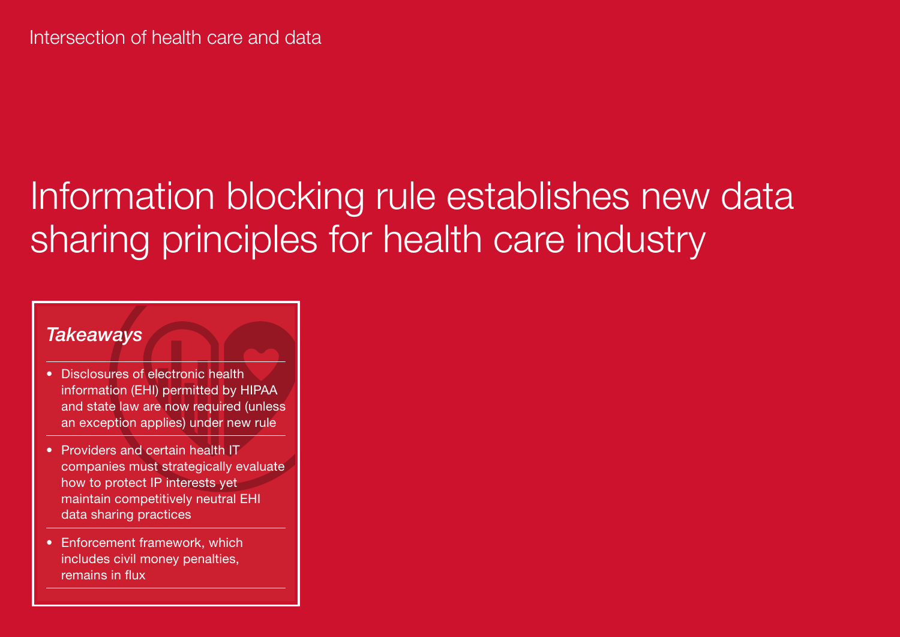Intersection of health care and data

# Information blocking rule establishes new data sharing principles for health care industry

## *Takeaways*

- Disclosures of electronic health information (EHI) permitted by HIPAA and state law are now required (unless an exception applies) under new rule
- Providers and certain health IT companies must strategically evaluate how to protect IP interests yet maintain competitively neutral EHI data sharing practices
- Enforcement framework, which includes civil money penalties, remains in flux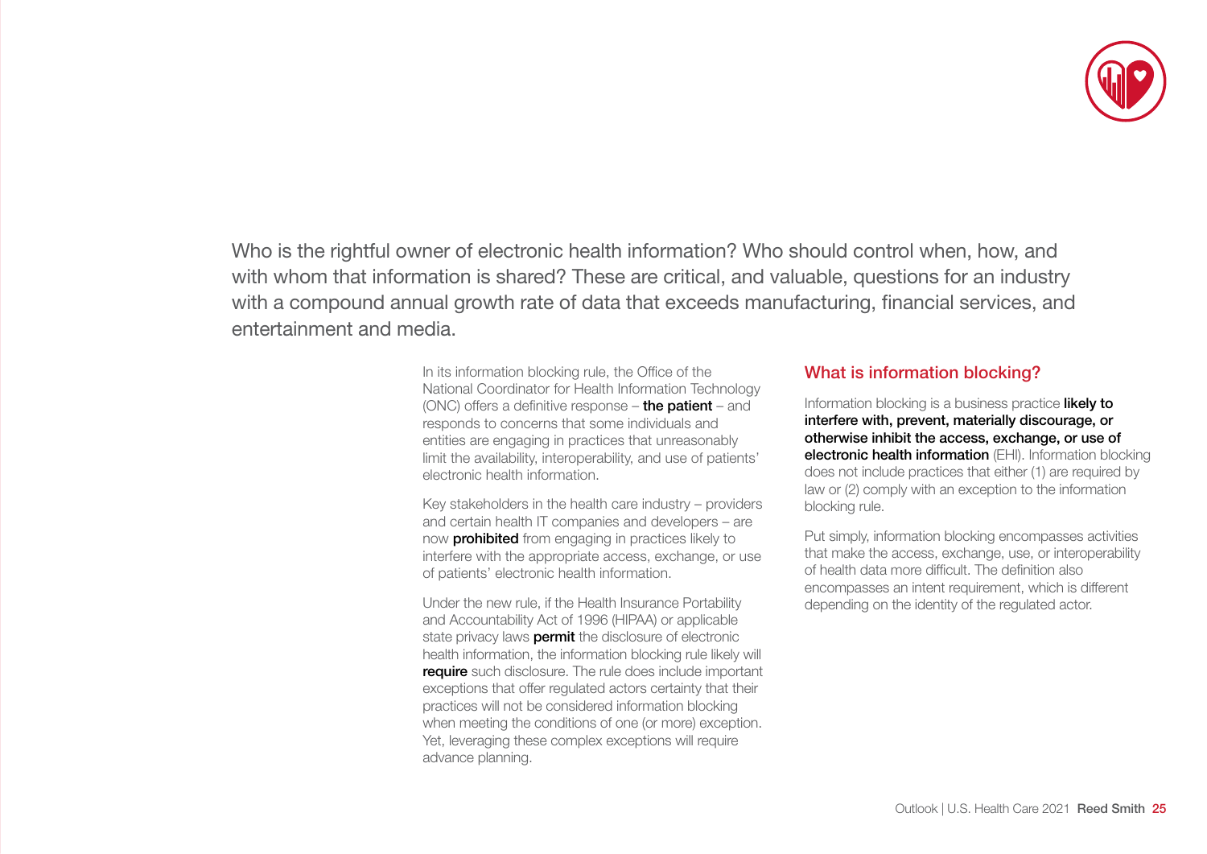Who is the rightful owner of electronic health information? Who should control when, how, and with whom that information is shared? These are critical, and valuable, questions for an industry with a compound annual growth rate of data that exceeds manufacturing, financial services, and entertainment and media.

In its information blocking rule, the Office of the National Coordinator for Health Information Technology (ONC) offers a definitive response – **the patient** – and responds to concerns that some individuals and entities are engaging in practices that unreasonably limit the availability, interoperability, and use of patients' electronic health information.

Key stakeholders in the health care industry – providers and certain health IT companies and developers – are now **prohibited** from engaging in practices likely to interfere with the appropriate access, exchange, or use of patients' electronic health information.

Under the new rule, if the Health Insurance Portability and Accountability Act of 1996 (HIPAA) or applicable state privacy laws **permit** the disclosure of electronic health information, the information blocking rule likely will **require** such disclosure. The rule does include important exceptions that offer regulated actors certainty that their practices will not be considered information blocking when meeting the conditions of one (or more) exception. Yet, leveraging these complex exceptions will require advance planning.

## What is information blocking?

Information blocking is a business practice **likely to interfere with, prevent, materially discourage, or otherwise inhibit the access, exchange, or use of electronic health information** (EHI). Information blocking does not include practices that either (1) are required by law or (2) comply with an exception to the information blocking rule.

Put simply, information blocking encompasses activities that make the access, exchange, use, or interoperability of health data more difficult. The definition also encompasses an intent requirement, which is different depending on the identity of the regulated actor.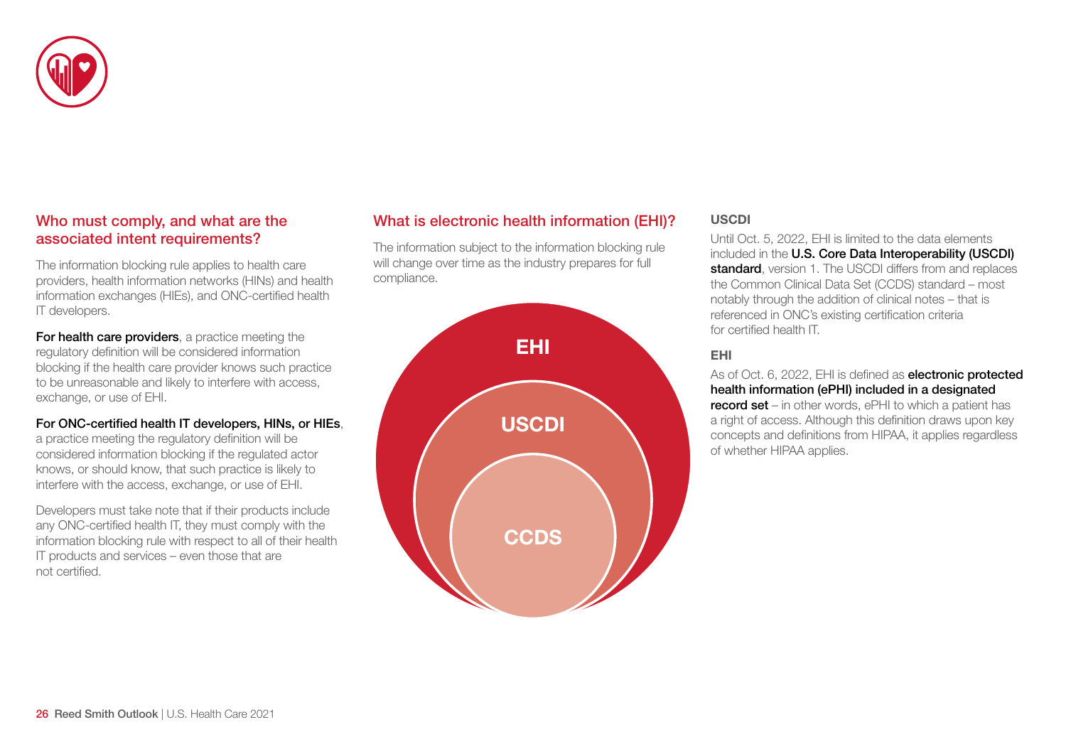## Who must comply, and what are the associated intent requirements?

The information blocking rule applies to health care providers, health information networks (HINs) and health information exchanges (HIEs), and ONC-certified health IT developers.

**For health care providers**, a practice meeting the regulatory definition will be considered information blocking if the health care provider knows such practice to be unreasonable and likely to interfere with access, exchange, or use of EHI.

**For ONC-certified health IT developers, HINs, or HIEs**, a practice meeting the regulatory definition will be considered information blocking if the regulated actor knows, or should know, that such practice is likely to interfere with the access, exchange, or use of EHI.

Developers must take note that if their products include any ONC-certified health IT, they must comply with the information blocking rule with respect to all of their health IT products and services – even those that are not certified.

## What is electronic health information (EHI)?

The information subject to the information blocking rule will change over time as the industry prepares for full compliance.

EHI

USCDI

CCDS

### USCDI

Until Oct. 5, 2022, EHI is limited to the data elements included in the **U.S. Core Data Interoperability (USCDI) standard**, version 1. The USCDI differs from and replaces the Common Clinical Data Set (CCDS) standard – most notably through the addition of clinical notes – that is referenced in ONC's existing certification criteria for certified health IT.

### EHI

As of Oct. 6, 2022, EHI is defined as **electronic protected health information (ePHI) included in a designated record set** – in other words, ePHI to which a patient has a right of access. Although this definition draws upon key concepts and definitions from HIPAA, it applies regardless of whether HIPAA applies.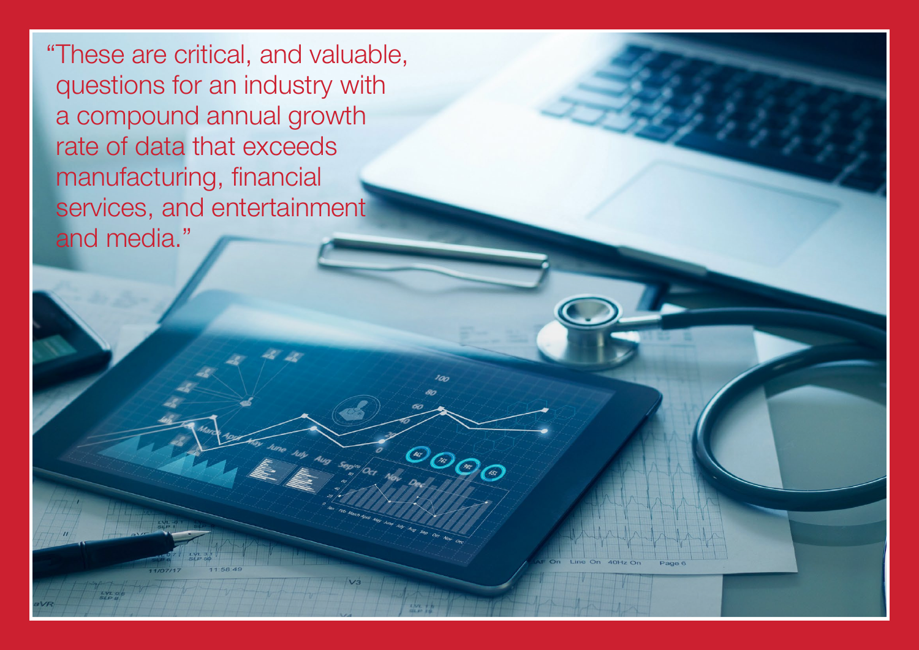"These are critical, and valuable, questions for an industry with a compound annual growth rate of data that exceeds manufacturing, financial services, and entertainment and media."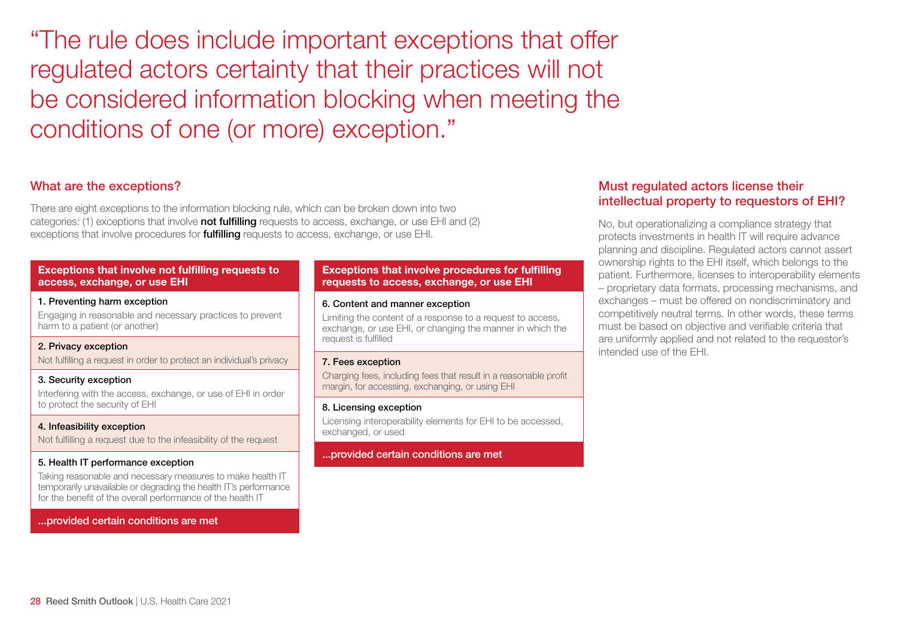# "The rule does include important exceptions that offer regulated actors certainty that their practices will not be considered information blocking when meeting the conditions of one (or more) exception."

## What are the exceptions?

There are eight exceptions to the information blocking rule, which can be broken down into two categories: (1) exceptions that involve **not fulfilling** requests to access, exchange, or use EHI and (2) exceptions that involve procedures for **fulfilling** requests to access, exchange, or use EHI.

### Exceptions that involve not fulfilling requests to access, exchange, or use EHI

**1. Preventing harm exception**

Engaging in reasonable and necessary practices to prevent harm to a patient (or another)

**2. Privacy exception**

Not fulfilling a request in order to protect an individual's privacy

**3. Security exception**

Interfering with the access, exchange, or use of EHI in order to protect the security of EHI

**4. Infeasibility exception**

Not fulfilling a request due to the infeasibility of the request

**5. Health IT performance exception**

Taking reasonable and necessary measures to make health IT temporarily unavailable or degrading the health IT's performance for the benefit of the overall performance of the health IT

**...provided certain conditions are met**

### Exceptions that involve procedures for fulfilling requests to access, exchange, or use EHI

**6. Content and manner exception**

Limiting the content of a response to a request to access, exchange, or use EHI, or changing the manner in which the request is fulfilled

**7. Fees exception**

Charging fees, including fees that result in a reasonable profit margin, for accessing, exchanging, or using EHI

**8. Licensing exception**

Licensing interoperability elements for EHI to be accessed, exchanged, or used

**...provided certain conditions are met**

## Must regulated actors license their intellectual property to requestors of EHI?

No, but operationalizing a compliance strategy that protects investments in health IT will require advance planning and discipline. Regulated actors cannot assert ownership rights to the EHI itself, which belongs to the patient. Furthermore, licenses to interoperability elements – proprietary data formats, processing mechanisms, and exchanges – must be offered on nondiscriminatory and competitively neutral terms. In other words, these terms must be based on objective and verifiable criteria that are uniformly applied and not related to the requestor's intended use of the EHI.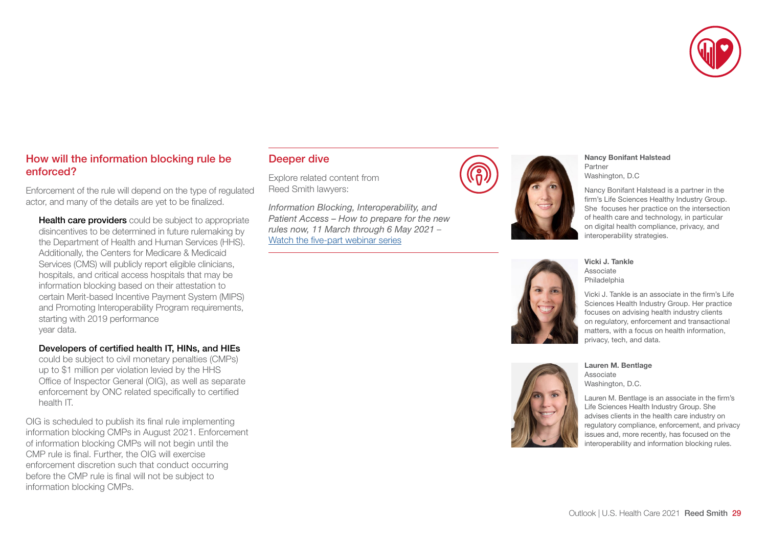## How will the information blocking rule be enforced?

Enforcement of the rule will depend on the type of regulated actor, and many of the details are yet to be finalized.

**Health care providers** could be subject to appropriate disincentives to be determined in future rulemaking by the Department of Health and Human Services (HHS). Additionally, the Centers for Medicare & Medicaid Services (CMS) will publicly report eligible clinicians, hospitals, and critical access hospitals that may be information blocking based on their attestation to certain Merit-based Incentive Payment System (MIPS) and Promoting Interoperability Program requirements, starting with 2019 performance year data.

**Developers of certified health IT, HINs, and HIEs** could be subject to civil monetary penalties (CMPs) up to $1 million per violation levied by the HHS Office of Inspector General (OIG), as well as separate enforcement by ONC related specifically to certified health IT.

OIG is scheduled to publish its final rule implementing information blocking CMPs in August 2021. Enforcement of information blocking CMPs will not begin until the CMP rule is final. Further, the OIG will exercise enforcement discretion such that conduct occurring before the CMP rule is final will not be subject to information blocking CMPs.

## Deeper dive

Explore related content from Reed Smith lawyers:

*Information Blocking, Interoperability, and Patient Access – How to prepare for the new rules now, 11 March through 6 May 2021* – Watch the five-part webinar series

**Nancy Bonifant Halstead**
Partner
Washington, D.C

Nancy Bonifant Halstead is a partner in the firm's Life Sciences Healthy Industry Group. She focuses her practice on the intersection of health care and technology, in particular on digital health compliance, privacy, and interoperability strategies.

**Vicki J. Tankle**
Associate
Philadelphia

Vicki J. Tankle is an associate in the firm's Life Sciences Health Industry Group. Her practice focuses on advising health industry clients on regulatory, enforcement and transactional matters, with a focus on health information, privacy, tech, and data.

**Lauren M. Bentlage**
Associate
Washington, D.C.

Lauren M. Bentlage is an associate in the firm's Life Sciences Health Industry Group. She advises clients in the health care industry on regulatory compliance, enforcement, and privacy issues and, more recently, has focused on the interoperability and information blocking rules.